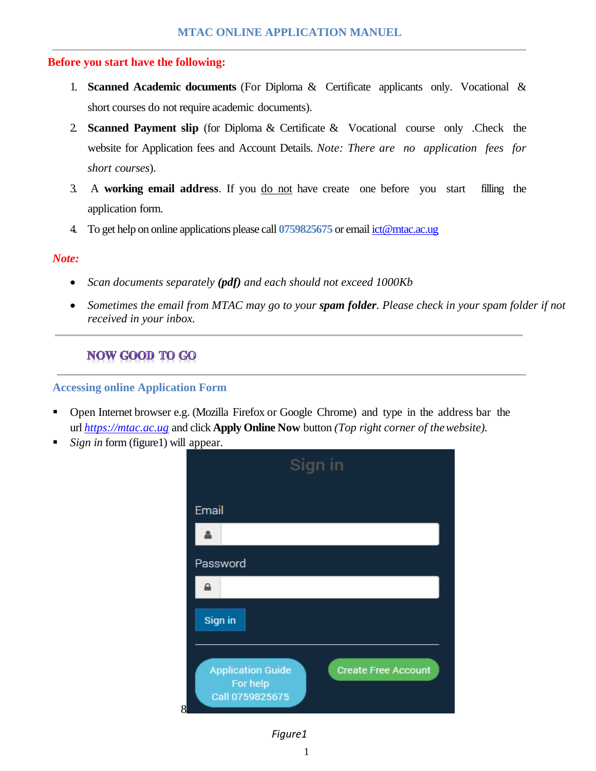# MTAC ONLINE APPLICATION MANUEL

**Before you start have the following:**

1. **Scanned Academic documents** (For Diploma & Certificate applicants only. Vocational & short courses do not require academic documents).
2. **Scanned Payment slip** (for Diploma & Certificate & Vocational course only .Check the website for Application fees and Account Details. *Note: There are no application fees for short courses*).
3. A **working email address**. If you do not have create one before you start filling the application form.
4. To get help on online applications please call **0759825675** or email ict@mtac.ac.ug

***Note:***

- *Scan documents separately* ***(pdf)*** *and each should not exceed 1000Kb*
- *Sometimes the email from MTAC may go to your* ***spam folder****. Please check in your spam folder if not received in your inbox.*

## NOW GOOD TO GO

### Accessing online Application Form

- Open Internet browser e.g. (Mozilla Firefox or Google Chrome) and type in the address bar the url *https://mtac.ac.ug* and click **Apply Online Now** button *(Top right corner of the website).*
- *Sign in* form (figure1) will appear.

Sign in

Email

Password

Sign in

Application Guide For help Call 0759825675

Create Free Account

*Figure1*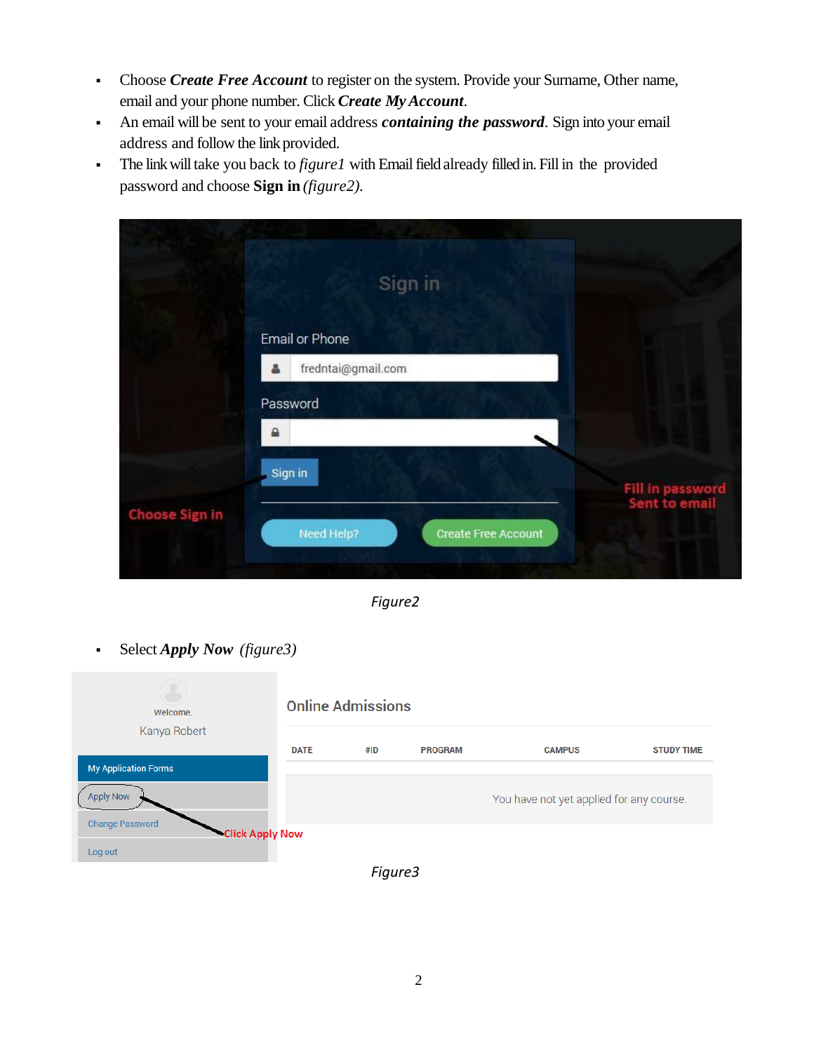- Choose ***Create Free Account*** to register on the system. Provide your Surname, Other name, email and your phone number. Click ***Create My Account***.
- An email will be sent to your email address ***containing the password***. Sign into your email address and follow the link provided.
- The link will take you back to *figure1* with Email field already filled in. Fill in the provided password and choose **Sign in** *(figure2)*.

*Figure2*

- Select ***Apply Now*** *(figure3)*

*Figure3*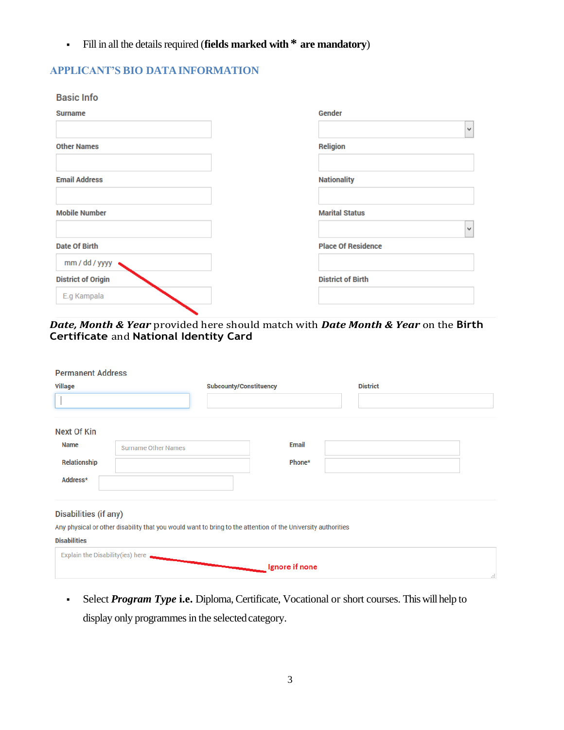- Fill in all the details required (**fields marked with \* are mandatory**)

## APPLICANT'S BIO DATA INFORMATION

### Basic Info

| | |
|---|---|
| Surname | Gender |
| Other Names | Religion |
| Email Address | Nationality |
| Mobile Number | Marital Status |
| Date Of Birth (mm / dd / yyyy) | Place Of Residence |
| District of Origin (E.g Kampala) | District of Birth |

***Date, Month & Year*** provided here should match with ***Date Month & Year*** on the **Birth Certificate** and **National Identity Card**

### Permanent Address

| Village | Subcounty/Constituency | District |
|---|---|---|
| | | |

### Next Of Kin

| | | | |
|---|---|---|---|
| Name | Surname Other Names | Email | |
| Relationship | | Phone* | |
| Address* | | | |

### Disabilities (if any)

Any physical or other disability that you would want to bring to the attention of the University authorities

**Disabilities**

Explain the Disability(ies) here — Ignore if none

- Select ***Program Type*** **i.e.** Diploma, Certificate, Vocational or short courses. This will help to display only programmes in the selected category.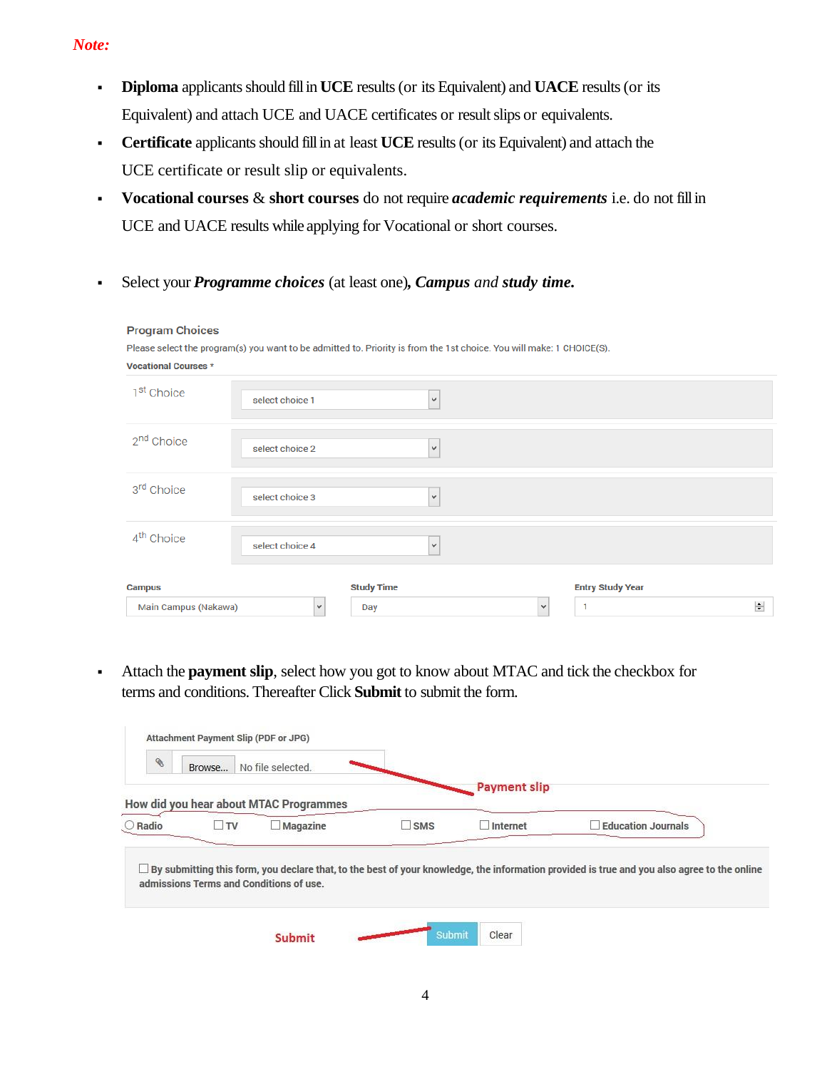***Note:***

- **Diploma** applicants should fill in **UCE** results (or its Equivalent) and **UACE** results (or its Equivalent) and attach UCE and UACE certificates or result slips or equivalents.
- **Certificate** applicants should fill in at least **UCE** results (or its Equivalent) and attach the UCE certificate or result slip or equivalents.
- **Vocational courses** & **short courses** do not require ***academic requirements*** i.e. do not fill in UCE and UACE results while applying for Vocational or short courses.

- Select your ***Programme choices*** (at least one)**,** ***Campus*** *and* ***study time.***

Program Choices

Please select the program(s) you want to be admitted to. Priority is from the 1st choice. You will make: 1 CHOICE(S).

**Vocational Courses** *

| | |
|---|---|
| 1st Choice | select choice 1 |
| 2nd Choice | select choice 2 |
| 3rd Choice | select choice 3 |
| 4th Choice | select choice 4 |

| Campus | Study Time | Entry Study Year |
|---|---|---|
| Main Campus (Nakawa) | Day | 1 |

- Attach the **payment slip**, select how you got to know about MTAC and tick the checkbox for terms and conditions. Thereafter Click **Submit** to submit the form.

**Attachment Payment Slip (PDF or JPG)**

Browse... No file selected.

Payment slip

**How did you hear about MTAC Programmes**

☐ Radio ☐ TV ☐ Magazine ☐ SMS ☐ Internet ☐ Education Journals

☐ **By submitting this form, you declare that, to the best of your knowledge, the information provided is true and you also agree to the online admissions Terms and Conditions of use.**

Submit

Submit | Clear